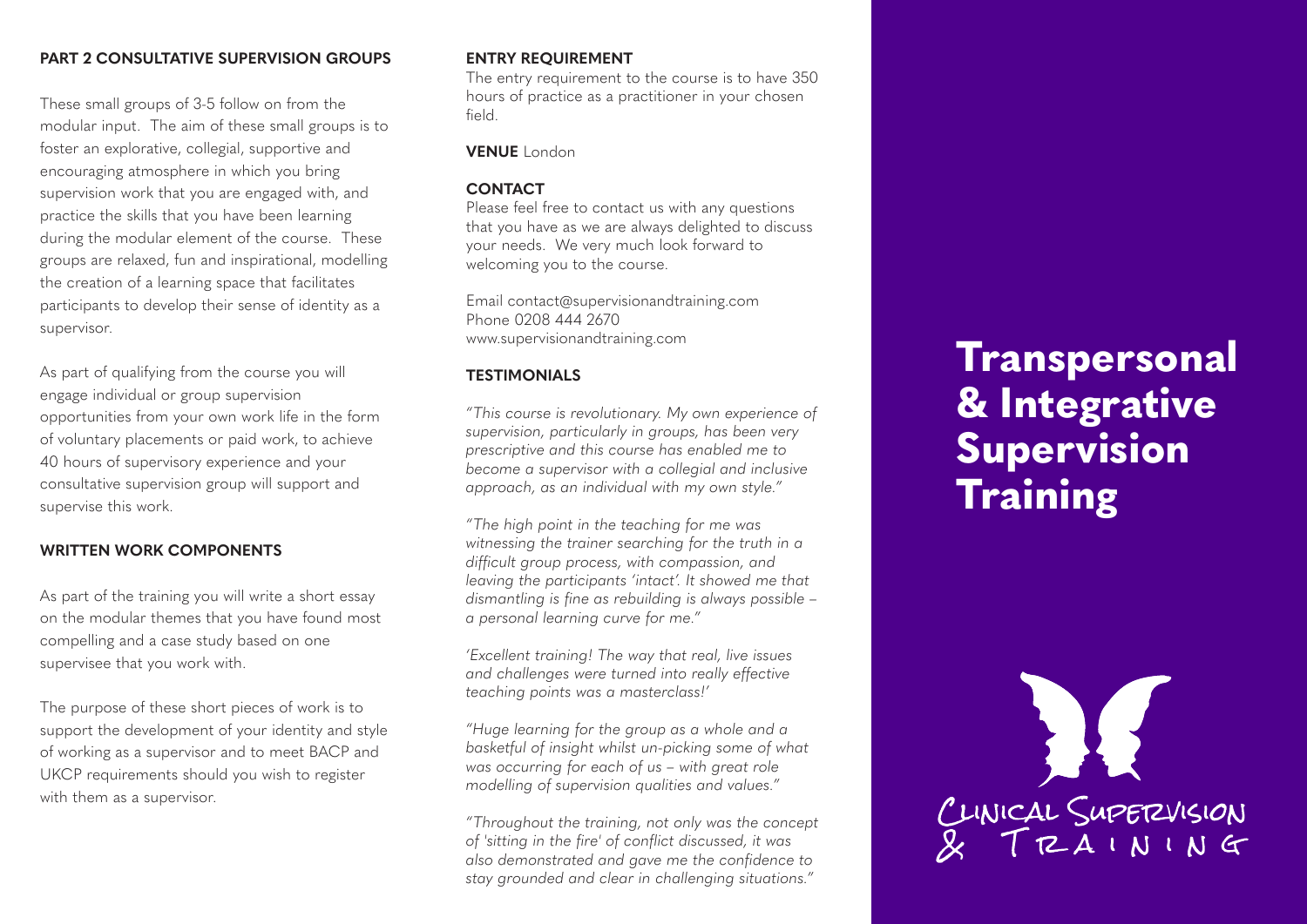## PART 2 CONSULTATIVE SUPERVISION GROUPS

These small groups of 3-5 follow on from the modular input. The aim of these small groups is to foster an explorative, collegial, supportive and encouraging atmosphere in which you bring supervision work that you are engaged with, and practice the skills that you have been learning during the modular element of the course. These groups are relaxed, fun and inspirational, modelling the creation of a learning space that facilitates participants to develop their sense of identity as a supervisor.

As part of qualifying from the course you will engage individual or group supervision opportunities from your own work life in the form of voluntary placements or paid work, to achieve 40 hours of supervisory experience and your consultative supervision group will support and supervise this work.

## WRITTEN WORK COMPONENTS

As part of the training you will write a short essay on the modular themes that you have found most compelling and a case study based on one supervisee that you work with.

The purpose of these short pieces of work is to support the development of your identity and style of working as a supervisor and to meet BACP and UKCP requirements should you wish to register with them as a supervisor.

## ENTRY REQUIREMENT

The entry requirement to the course is to have 350 hours of practice as a practitioner in your chosen field.

**VENUE** London

## CONTACT

Please feel free to contact us with any questions that you have as we are always delighted to discuss your needs. We very much look forward to welcoming you to the course.

Email contact@supervisionandtraining.com
Phone 0208 444 2670
www.supervisionandtraining.com

## TESTIMONIALS

*"This course is revolutionary. My own experience of supervision, particularly in groups, has been very prescriptive and this course has enabled me to become a supervisor with a collegial and inclusive approach, as an individual with my own style."*

*"The high point in the teaching for me was witnessing the trainer searching for the truth in a difficult group process, with compassion, and leaving the participants 'intact'. It showed me that dismantling is fine as rebuilding is always possible – a personal learning curve for me."*

*'Excellent training! The way that real, live issues and challenges were turned into really effective teaching points was a masterclass!'*

*"Huge learning for the group as a whole and a basketful of insight whilst un-picking some of what was occurring for each of us – with great role modelling of supervision qualities and values."*

*"Throughout the training, not only was the concept of 'sitting in the fire' of conflict discussed, it was also demonstrated and gave me the confidence to stay grounded and clear in challenging situations."*

# Transpersonal & Integrative Supervision Training

Clinical Supervision & Training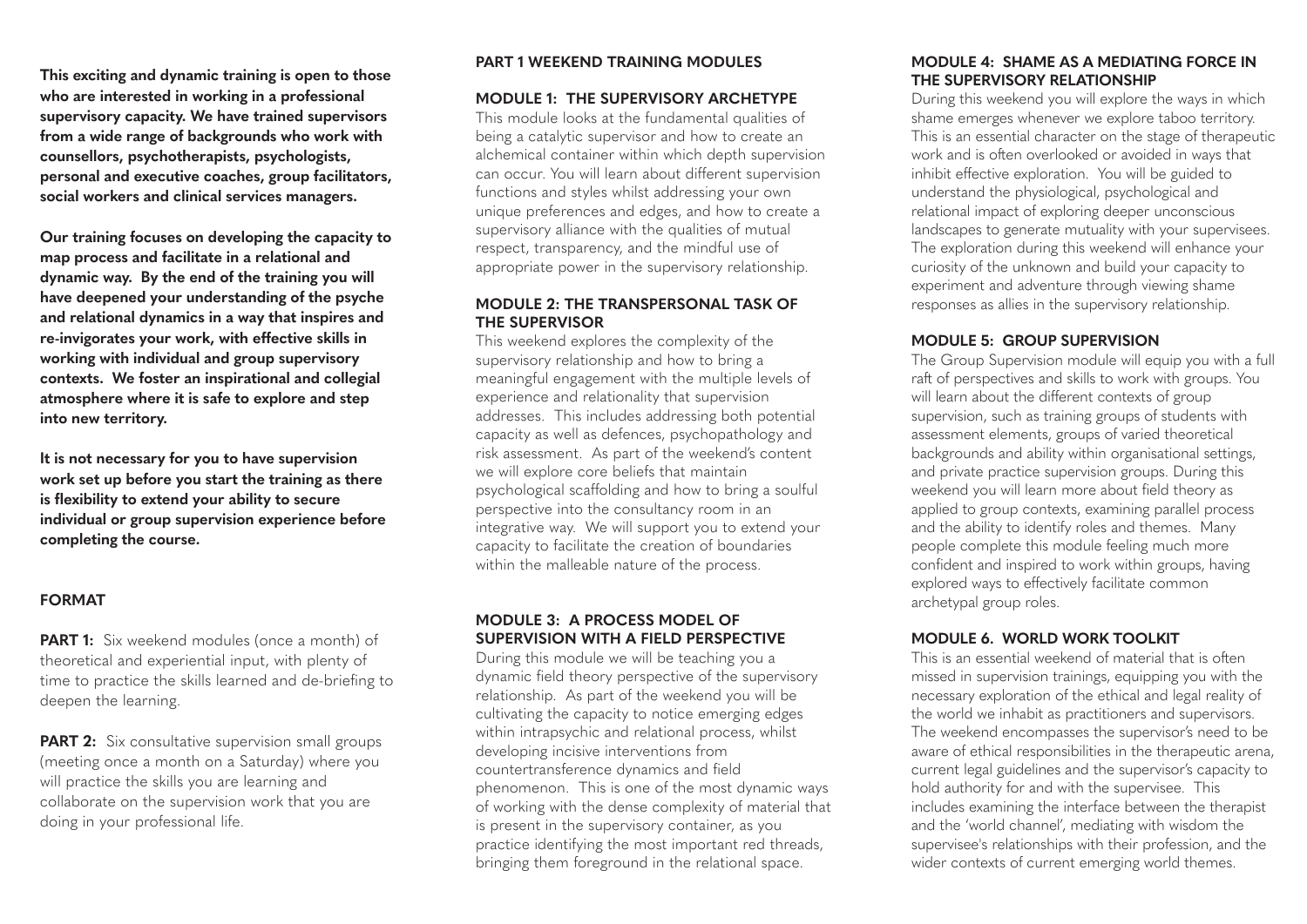**This exciting and dynamic training is open to those who are interested in working in a professional supervisory capacity. We have trained supervisors from a wide range of backgrounds who work with counsellors, psychotherapists, psychologists, personal and executive coaches, group facilitators, social workers and clinical services managers.**

**Our training focuses on developing the capacity to map process and facilitate in a relational and dynamic way. By the end of the training you will have deepened your understanding of the psyche and relational dynamics in a way that inspires and re-invigorates your work, with effective skills in working with individual and group supervisory contexts. We foster an inspirational and collegial atmosphere where it is safe to explore and step into new territory.**

**It is not necessary for you to have supervision work set up before you start the training as there is flexibility to extend your ability to secure individual or group supervision experience before completing the course.**

## FORMAT

**PART 1:** Six weekend modules (once a month) of theoretical and experiential input, with plenty of time to practice the skills learned and de-briefing to deepen the learning.

**PART 2:** Six consultative supervision small groups (meeting once a month on a Saturday) where you will practice the skills you are learning and collaborate on the supervision work that you are doing in your professional life.

## PART 1 WEEKEND TRAINING MODULES

### MODULE 1: THE SUPERVISORY ARCHETYPE

This module looks at the fundamental qualities of being a catalytic supervisor and how to create an alchemical container within which depth supervision can occur. You will learn about different supervision functions and styles whilst addressing your own unique preferences and edges, and how to create a supervisory alliance with the qualities of mutual respect, transparency, and the mindful use of appropriate power in the supervisory relationship.

### MODULE 2: THE TRANSPERSONAL TASK OF THE SUPERVISOR

This weekend explores the complexity of the supervisory relationship and how to bring a meaningful engagement with the multiple levels of experience and relationality that supervision addresses. This includes addressing both potential capacity as well as defences, psychopathology and risk assessment. As part of the weekend's content we will explore core beliefs that maintain psychological scaffolding and how to bring a soulful perspective into the consultancy room in an integrative way. We will support you to extend your capacity to facilitate the creation of boundaries within the malleable nature of the process.

### MODULE 3: A PROCESS MODEL OF SUPERVISION WITH A FIELD PERSPECTIVE

During this module we will be teaching you a dynamic field theory perspective of the supervisory relationship. As part of the weekend you will be cultivating the capacity to notice emerging edges within intrapsychic and relational process, whilst developing incisive interventions from countertransference dynamics and field phenomenon. This is one of the most dynamic ways of working with the dense complexity of material that is present in the supervisory container, as you practice identifying the most important red threads, bringing them foreground in the relational space.

### MODULE 4: SHAME AS A MEDIATING FORCE IN THE SUPERVISORY RELATIONSHIP

During this weekend you will explore the ways in which shame emerges whenever we explore taboo territory. This is an essential character on the stage of therapeutic work and is often overlooked or avoided in ways that inhibit effective exploration. You will be guided to understand the physiological, psychological and relational impact of exploring deeper unconscious landscapes to generate mutuality with your supervisees. The exploration during this weekend will enhance your curiosity of the unknown and build your capacity to experiment and adventure through viewing shame responses as allies in the supervisory relationship.

### MODULE 5: GROUP SUPERVISION

The Group Supervision module will equip you with a full raft of perspectives and skills to work with groups. You will learn about the different contexts of group supervision, such as training groups of students with assessment elements, groups of varied theoretical backgrounds and ability within organisational settings, and private practice supervision groups. During this weekend you will learn more about field theory as applied to group contexts, examining parallel process and the ability to identify roles and themes. Many people complete this module feeling much more confident and inspired to work within groups, having explored ways to effectively facilitate common archetypal group roles.

### MODULE 6. WORLD WORK TOOLKIT

This is an essential weekend of material that is often missed in supervision trainings, equipping you with the necessary exploration of the ethical and legal reality of the world we inhabit as practitioners and supervisors. The weekend encompasses the supervisor's need to be aware of ethical responsibilities in the therapeutic arena, current legal guidelines and the supervisor's capacity to hold authority for and with the supervisee. This includes examining the interface between the therapist and the 'world channel', mediating with wisdom the supervisee's relationships with their profession, and the wider contexts of current emerging world themes.